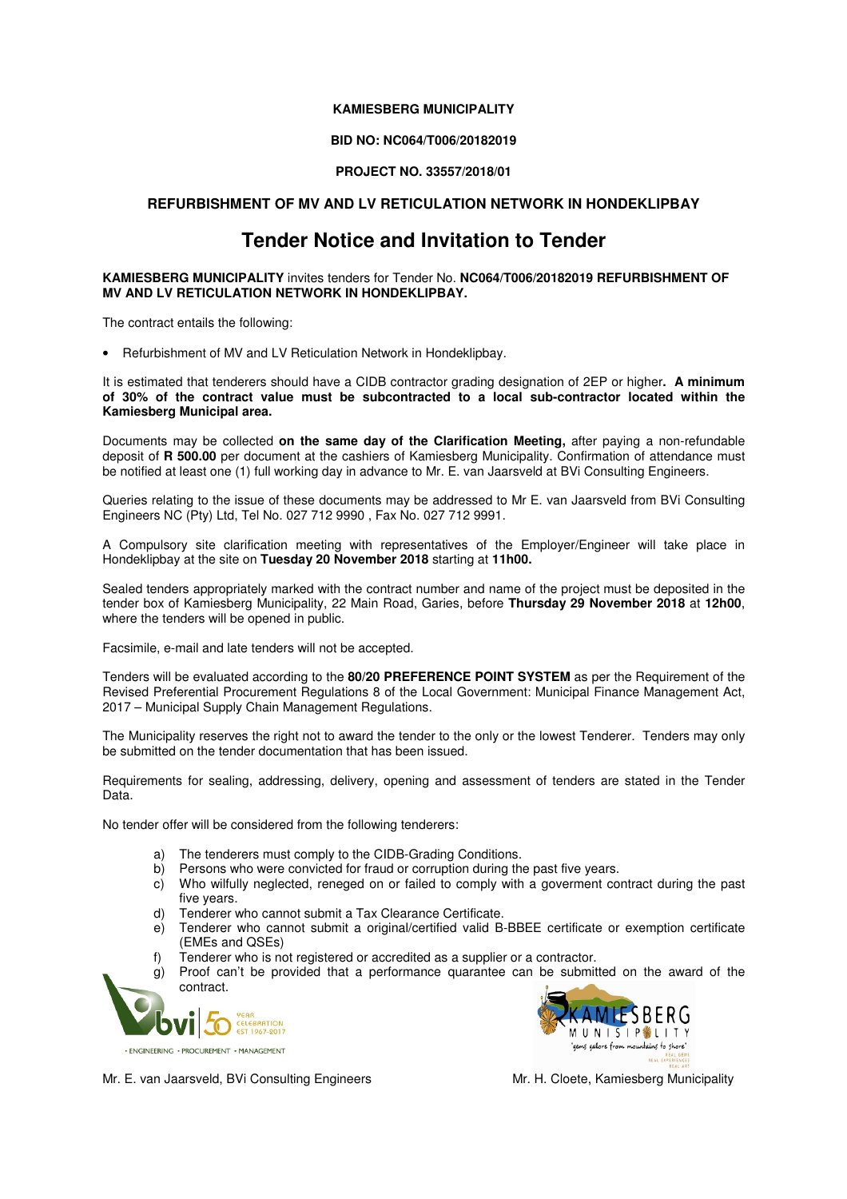**KAMIESBERG MUNICIPALITY**

**BID NO: NC064/T006/20182019**

**PROJECT NO. 33557/2018/01**

**REFURBISHMENT OF MV AND LV RETICULATION NETWORK IN HONDEKLIPBAY**

# Tender Notice and Invitation to Tender

**KAMIESBERG MUNICIPALITY** invites tenders for Tender No. **NC064/T006/20182019 REFURBISHMENT OF MV AND LV RETICULATION NETWORK IN HONDEKLIPBAY.**

The contract entails the following:

- Refurbishment of MV and LV Reticulation Network in Hondeklipbay.

It is estimated that tenderers should have a CIDB contractor grading designation of 2EP or higher**. A minimum of 30% of the contract value must be subcontracted to a local sub-contractor located within the Kamiesberg Municipal area.**

Documents may be collected **on the same day of the Clarification Meeting,** after paying a non-refundable deposit of **R 500.00** per document at the cashiers of Kamiesberg Municipality. Confirmation of attendance must be notified at least one (1) full working day in advance to Mr. E. van Jaarsveld at BVi Consulting Engineers.

Queries relating to the issue of these documents may be addressed to Mr E. van Jaarsveld from BVi Consulting Engineers NC (Pty) Ltd, Tel No. 027 712 9990 , Fax No. 027 712 9991.

A Compulsory site clarification meeting with representatives of the Employer/Engineer will take place in Hondeklipbay at the site on **Tuesday 20 November 2018** starting at **11h00.**

Sealed tenders appropriately marked with the contract number and name of the project must be deposited in the tender box of Kamiesberg Municipality, 22 Main Road, Garies, before **Thursday 29 November 2018** at **12h00**, where the tenders will be opened in public.

Facsimile, e-mail and late tenders will not be accepted.

Tenders will be evaluated according to the **80/20 PREFERENCE POINT SYSTEM** as per the Requirement of the Revised Preferential Procurement Regulations 8 of the Local Government: Municipal Finance Management Act, 2017 – Municipal Supply Chain Management Regulations.

The Municipality reserves the right not to award the tender to the only or the lowest Tenderer. Tenders may only be submitted on the tender documentation that has been issued.

Requirements for sealing, addressing, delivery, opening and assessment of tenders are stated in the Tender Data.

No tender offer will be considered from the following tenderers:

a) The tenderers must comply to the CIDB-Grading Conditions.
b) Persons who were convicted for fraud or corruption during the past five years.
c) Who wilfully neglected, reneged on or failed to comply with a goverment contract during the past five years.
d) Tenderer who cannot submit a Tax Clearance Certificate.
e) Tenderer who cannot submit a original/certified valid B-BBEE certificate or exemption certificate (EMEs and QSEs)
f) Tenderer who is not registered or accredited as a supplier or a contractor.
g) Proof can't be provided that a performance quarantee can be submitted on the award of the contract.

Mr. E. van Jaarsveld, BVi Consulting Engineers

Mr. H. Cloete, Kamiesberg Municipality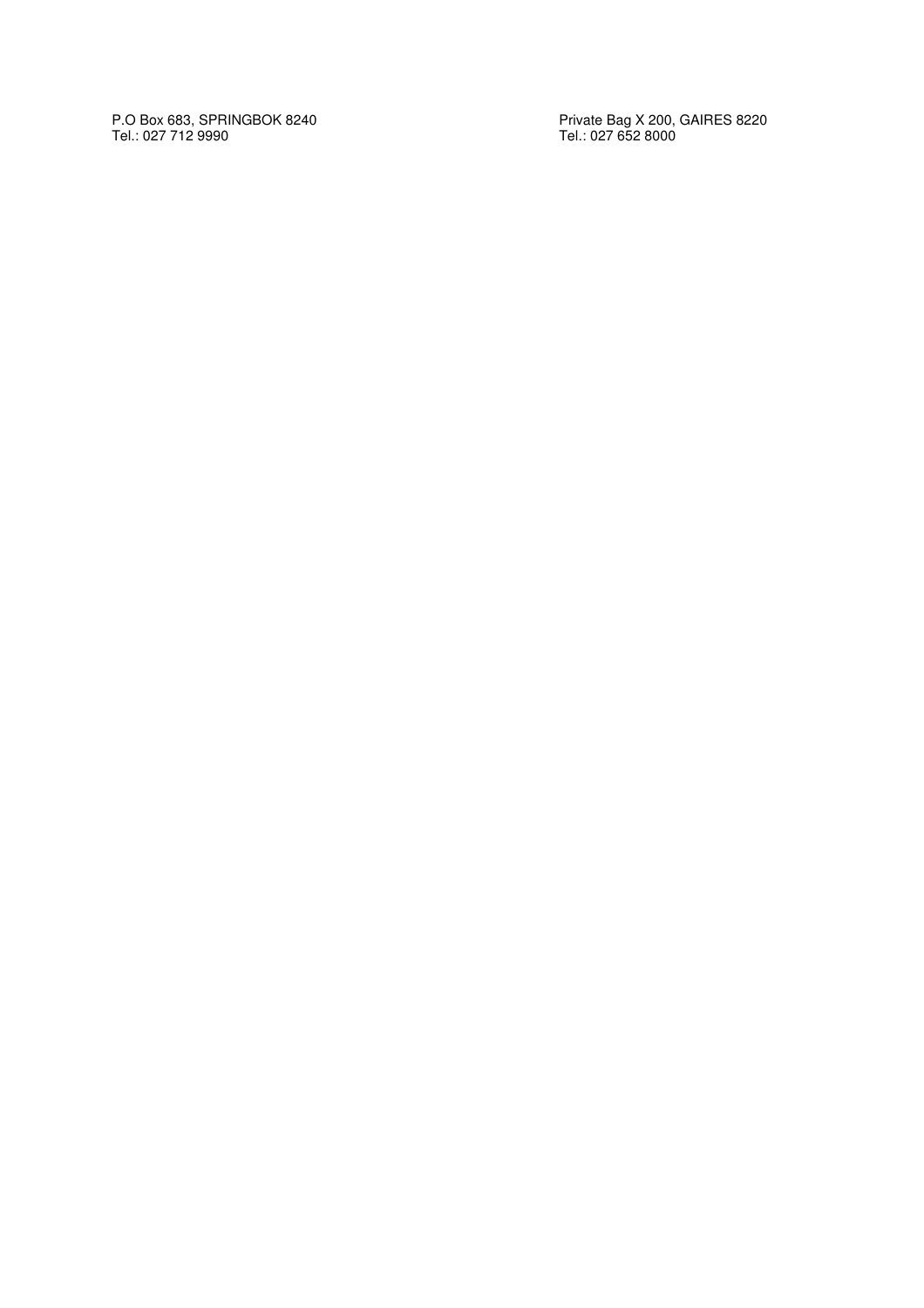P.O Box 683, SPRINGBOK 8240
Tel.: 027 712 9990

Private Bag X 200, GAIRES 8220
Tel.: 027 652 8000